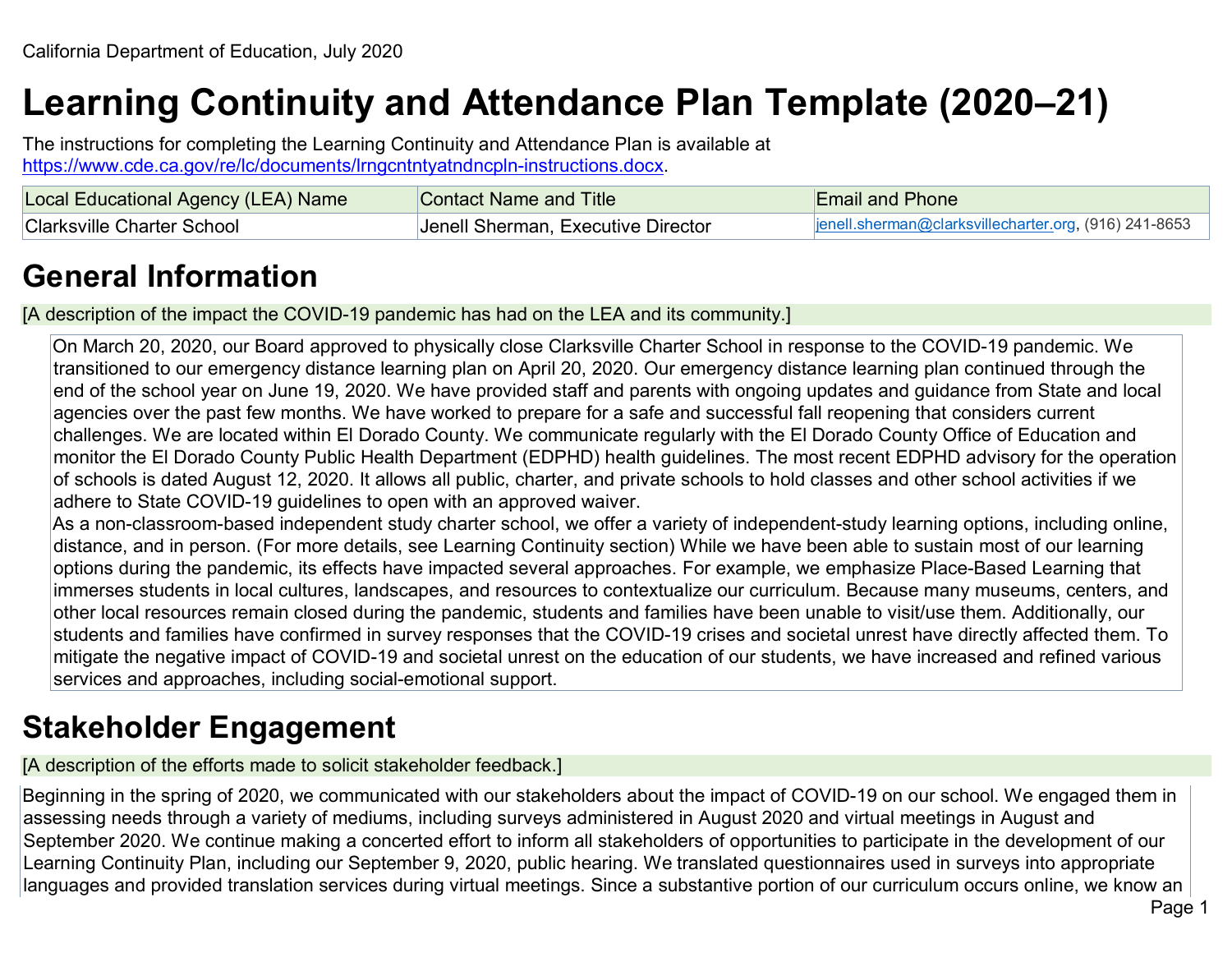California Department of Education, July 2020

# Learning Continuity and Attendance Plan Template (2020–21)

The instructions for completing the Learning Continuity and Attendance Plan is available at https://www.cde.ca.gov/re/lc/documents/lrngcntntyatndncpln-instructions.docx.

| Local Educational Agency (LEA) Name | Contact Name and Title | Email and Phone |
| --- | --- | --- |
| Clarksville Charter School | Jenell Sherman, Executive Director | jenell.sherman@clarksvillecharter.org, (916) 241-8653 |

## General Information

[A description of the impact the COVID-19 pandemic has had on the LEA and its community.]

On March 20, 2020, our Board approved to physically close Clarksville Charter School in response to the COVID-19 pandemic. We transitioned to our emergency distance learning plan on April 20, 2020. Our emergency distance learning plan continued through the end of the school year on June 19, 2020. We have provided staff and parents with ongoing updates and guidance from State and local agencies over the past few months. We have worked to prepare for a safe and successful fall reopening that considers current challenges. We are located within El Dorado County. We communicate regularly with the El Dorado County Office of Education and monitor the El Dorado County Public Health Department (EDPHD) health guidelines. The most recent EDPHD advisory for the operation of schools is dated August 12, 2020. It allows all public, charter, and private schools to hold classes and other school activities if we adhere to State COVID-19 guidelines to open with an approved waiver.

As a non-classroom-based independent study charter school, we offer a variety of independent-study learning options, including online, distance, and in person. (For more details, see Learning Continuity section) While we have been able to sustain most of our learning options during the pandemic, its effects have impacted several approaches. For example, we emphasize Place-Based Learning that immerses students in local cultures, landscapes, and resources to contextualize our curriculum. Because many museums, centers, and other local resources remain closed during the pandemic, students and families have been unable to visit/use them. Additionally, our students and families have confirmed in survey responses that the COVID-19 crises and societal unrest have directly affected them. To mitigate the negative impact of COVID-19 and societal unrest on the education of our students, we have increased and refined various services and approaches, including social-emotional support.

## Stakeholder Engagement

[A description of the efforts made to solicit stakeholder feedback.]

Beginning in the spring of 2020, we communicated with our stakeholders about the impact of COVID-19 on our school. We engaged them in assessing needs through a variety of mediums, including surveys administered in August 2020 and virtual meetings in August and September 2020. We continue making a concerted effort to inform all stakeholders of opportunities to participate in the development of our Learning Continuity Plan, including our September 9, 2020, public hearing. We translated questionnaires used in surveys into appropriate languages and provided translation services during virtual meetings. Since a substantive portion of our curriculum occurs online, we know an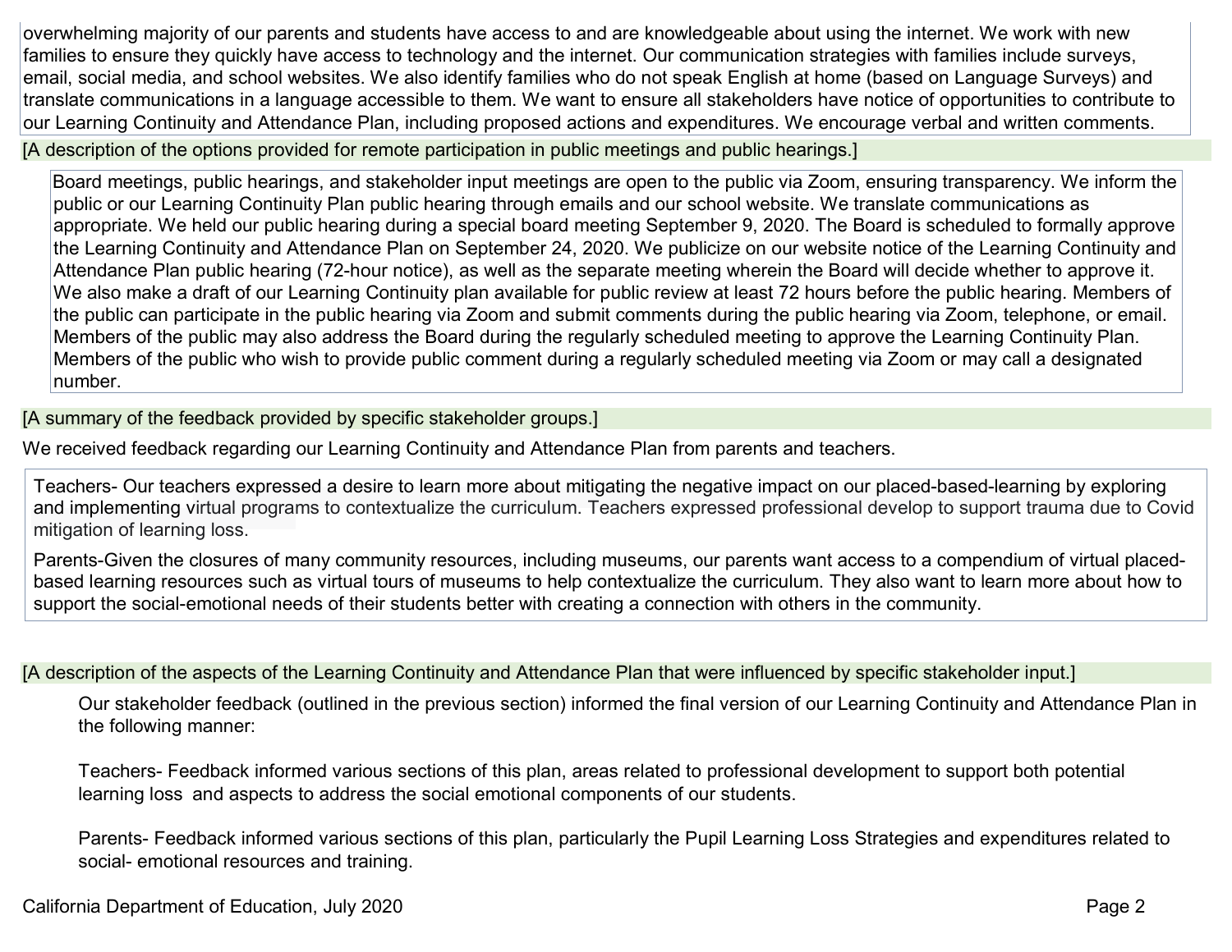overwhelming majority of our parents and students have access to and are knowledgeable about using the internet. We work with new families to ensure they quickly have access to technology and the internet. Our communication strategies with families include surveys, email, social media, and school websites. We also identify families who do not speak English at home (based on Language Surveys) and translate communications in a language accessible to them. We want to ensure all stakeholders have notice of opportunities to contribute to our Learning Continuity and Attendance Plan, including proposed actions and expenditures. We encourage verbal and written comments.

[A description of the options provided for remote participation in public meetings and public hearings.]

Board meetings, public hearings, and stakeholder input meetings are open to the public via Zoom, ensuring transparency. We inform the public or our Learning Continuity Plan public hearing through emails and our school website. We translate communications as appropriate. We held our public hearing during a special board meeting September 9, 2020. The Board is scheduled to formally approve the Learning Continuity and Attendance Plan on September 24, 2020. We publicize on our website notice of the Learning Continuity and Attendance Plan public hearing (72-hour notice), as well as the separate meeting wherein the Board will decide whether to approve it. We also make a draft of our Learning Continuity plan available for public review at least 72 hours before the public hearing. Members of the public can participate in the public hearing via Zoom and submit comments during the public hearing via Zoom, telephone, or email. Members of the public may also address the Board during the regularly scheduled meeting to approve the Learning Continuity Plan. Members of the public who wish to provide public comment during a regularly scheduled meeting via Zoom or may call a designated number.

[A summary of the feedback provided by specific stakeholder groups.]

We received feedback regarding our Learning Continuity and Attendance Plan from parents and teachers.

Teachers- Our teachers expressed a desire to learn more about mitigating the negative impact on our placed-based-learning by exploring and implementing virtual programs to contextualize the curriculum. Teachers expressed professional develop to support trauma due to Covid mitigation of learning loss.

Parents-Given the closures of many community resources, including museums, our parents want access to a compendium of virtual placed-based learning resources such as virtual tours of museums to help contextualize the curriculum. They also want to learn more about how to support the social-emotional needs of their students better with creating a connection with others in the community.

[A description of the aspects of the Learning Continuity and Attendance Plan that were influenced by specific stakeholder input.]

Our stakeholder feedback (outlined in the previous section) informed the final version of our Learning Continuity and Attendance Plan in the following manner:

Teachers- Feedback informed various sections of this plan, areas related to professional development to support both potential learning loss and aspects to address the social emotional components of our students.

Parents- Feedback informed various sections of this plan, particularly the Pupil Learning Loss Strategies and expenditures related to social- emotional resources and training.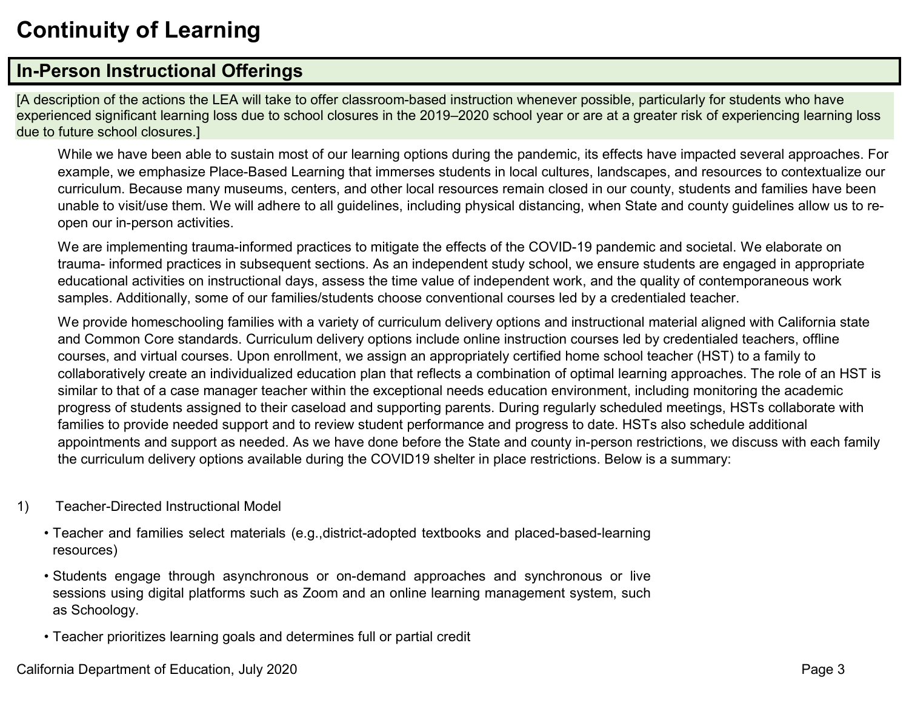# Continuity of Learning

## In-Person Instructional Offerings

[A description of the actions the LEA will take to offer classroom-based instruction whenever possible, particularly for students who have experienced significant learning loss due to school closures in the 2019–2020 school year or are at a greater risk of experiencing learning loss due to future school closures.]

While we have been able to sustain most of our learning options during the pandemic, its effects have impacted several approaches. For example, we emphasize Place-Based Learning that immerses students in local cultures, landscapes, and resources to contextualize our curriculum. Because many museums, centers, and other local resources remain closed in our county, students and families have been unable to visit/use them. We will adhere to all guidelines, including physical distancing, when State and county guidelines allow us to re-open our in-person activities.

We are implementing trauma-informed practices to mitigate the effects of the COVID-19 pandemic and societal. We elaborate on trauma- informed practices in subsequent sections. As an independent study school, we ensure students are engaged in appropriate educational activities on instructional days, assess the time value of independent work, and the quality of contemporaneous work samples. Additionally, some of our families/students choose conventional courses led by a credentialed teacher.

We provide homeschooling families with a variety of curriculum delivery options and instructional material aligned with California state and Common Core standards. Curriculum delivery options include online instruction courses led by credentialed teachers, offline courses, and virtual courses. Upon enrollment, we assign an appropriately certified home school teacher (HST) to a family to collaboratively create an individualized education plan that reflects a combination of optimal learning approaches. The role of an HST is similar to that of a case manager teacher within the exceptional needs education environment, including monitoring the academic progress of students assigned to their caseload and supporting parents. During regularly scheduled meetings, HSTs collaborate with families to provide needed support and to review student performance and progress to date. HSTs also schedule additional appointments and support as needed. As we have done before the State and county in-person restrictions, we discuss with each family the curriculum delivery options available during the COVID19 shelter in place restrictions. Below is a summary:

1) Teacher-Directed Instructional Model

- Teacher and families select materials (e.g.,district-adopted textbooks and placed-based-learning resources)
- Students engage through asynchronous or on-demand approaches and synchronous or live sessions using digital platforms such as Zoom and an online learning management system, such as Schoology.
- Teacher prioritizes learning goals and determines full or partial credit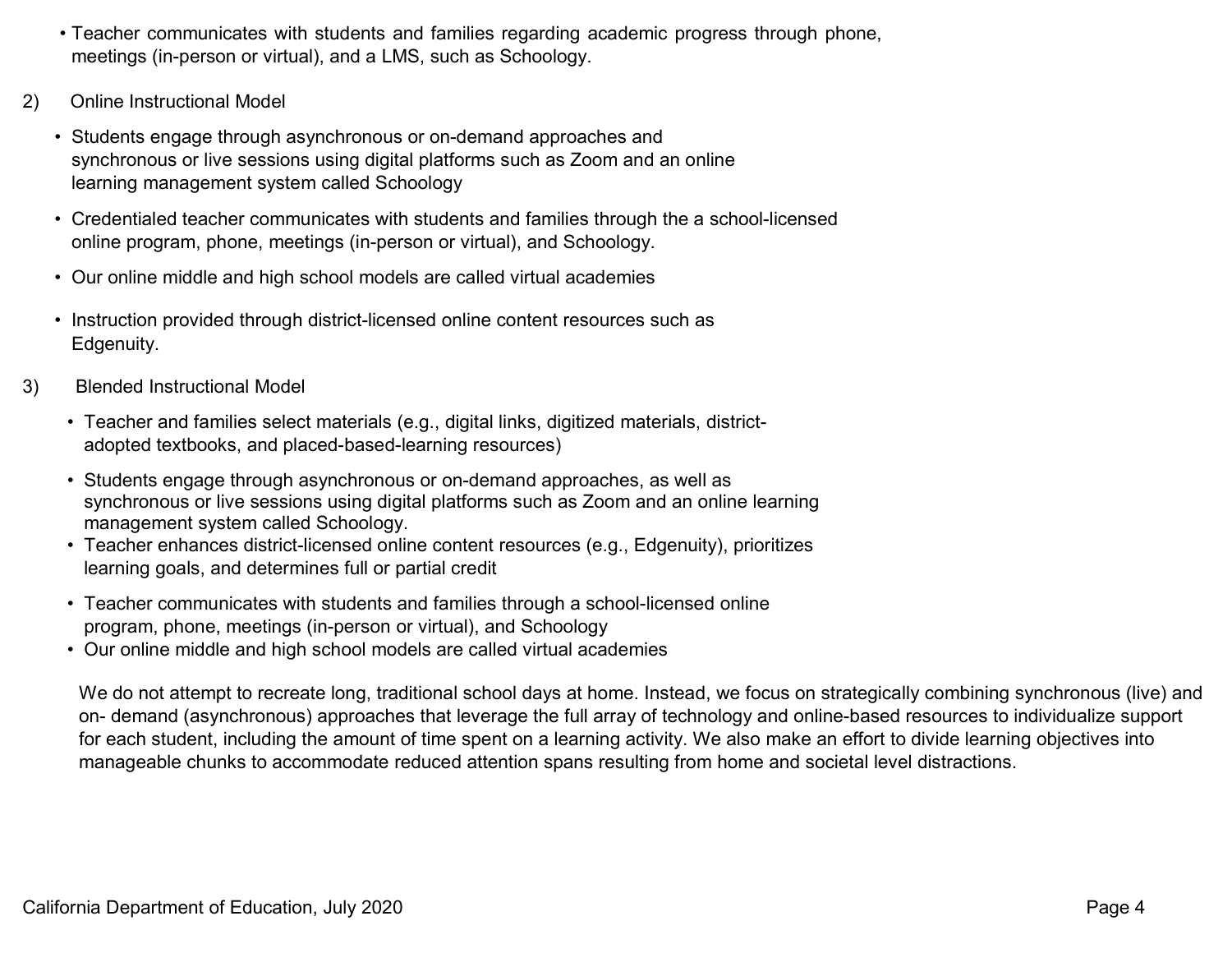- Teacher communicates with students and families regarding academic progress through phone, meetings (in-person or virtual), and a LMS, such as Schoology.

2) Online Instructional Model

- Students engage through asynchronous or on-demand approaches and synchronous or live sessions using digital platforms such as Zoom and an online learning management system called Schoology
- Credentialed teacher communicates with students and families through the a school-licensed online program, phone, meetings (in-person or virtual), and Schoology.
- Our online middle and high school models are called virtual academies
- Instruction provided through district-licensed online content resources such as Edgenuity.

3) Blended Instructional Model

- Teacher and families select materials (e.g., digital links, digitized materials, district-adopted textbooks, and placed-based-learning resources)
- Students engage through asynchronous or on-demand approaches, as well as synchronous or live sessions using digital platforms such as Zoom and an online learning management system called Schoology.
- Teacher enhances district-licensed online content resources (e.g., Edgenuity), prioritizes learning goals, and determines full or partial credit
- Teacher communicates with students and families through a school-licensed online program, phone, meetings (in-person or virtual), and Schoology
- Our online middle and high school models are called virtual academies

We do not attempt to recreate long, traditional school days at home. Instead, we focus on strategically combining synchronous (live) and on- demand (asynchronous) approaches that leverage the full array of technology and online-based resources to individualize support for each student, including the amount of time spent on a learning activity. We also make an effort to divide learning objectives into manageable chunks to accommodate reduced attention spans resulting from home and societal level distractions.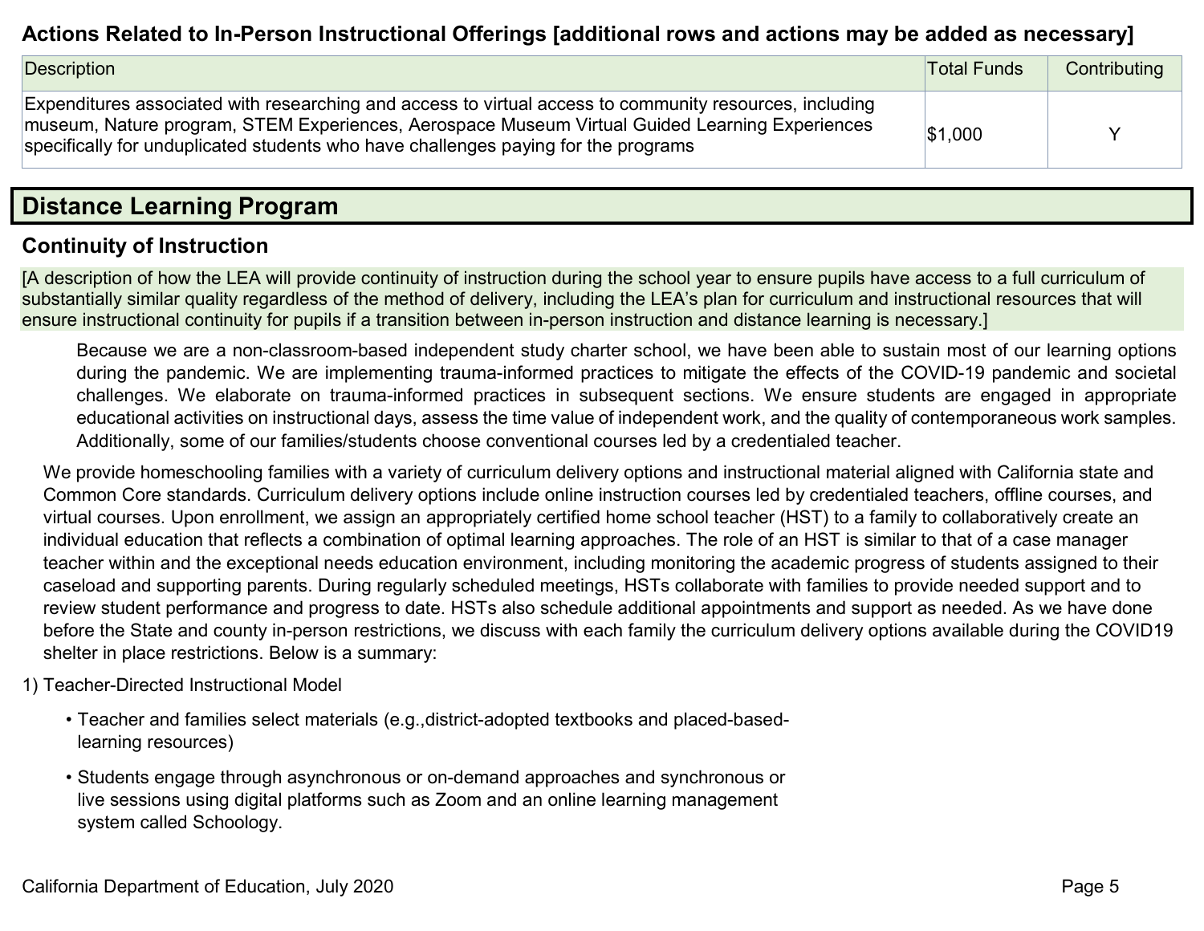### Actions Related to In-Person Instructional Offerings [additional rows and actions may be added as necessary]

| Description | Total Funds | Contributing |
|---|---|---|
| Expenditures associated with researching and access to virtual access to community resources, including museum, Nature program, STEM Experiences, Aerospace Museum Virtual Guided Learning Experiences specifically for unduplicated students who have challenges paying for the programs | $1,000 | Y |

## Distance Learning Program

### Continuity of Instruction

[A description of how the LEA will provide continuity of instruction during the school year to ensure pupils have access to a full curriculum of substantially similar quality regardless of the method of delivery, including the LEA's plan for curriculum and instructional resources that will ensure instructional continuity for pupils if a transition between in-person instruction and distance learning is necessary.]

Because we are a non-classroom-based independent study charter school, we have been able to sustain most of our learning options during the pandemic. We are implementing trauma-informed practices to mitigate the effects of the COVID-19 pandemic and societal challenges. We elaborate on trauma-informed practices in subsequent sections. We ensure students are engaged in appropriate educational activities on instructional days, assess the time value of independent work, and the quality of contemporaneous work samples. Additionally, some of our families/students choose conventional courses led by a credentialed teacher.

We provide homeschooling families with a variety of curriculum delivery options and instructional material aligned with California state and Common Core standards. Curriculum delivery options include online instruction courses led by credentialed teachers, offline courses, and virtual courses. Upon enrollment, we assign an appropriately certified home school teacher (HST) to a family to collaboratively create an individual education that reflects a combination of optimal learning approaches. The role of an HST is similar to that of a case manager teacher within and the exceptional needs education environment, including monitoring the academic progress of students assigned to their caseload and supporting parents. During regularly scheduled meetings, HSTs collaborate with families to provide needed support and to review student performance and progress to date. HSTs also schedule additional appointments and support as needed. As we have done before the State and county in-person restrictions, we discuss with each family the curriculum delivery options available during the COVID19 shelter in place restrictions. Below is a summary:

1) Teacher-Directed Instructional Model

- Teacher and families select materials (e.g.,district-adopted textbooks and placed-based-learning resources)
- Students engage through asynchronous or on-demand approaches and synchronous or live sessions using digital platforms such as Zoom and an online learning management system called Schoology.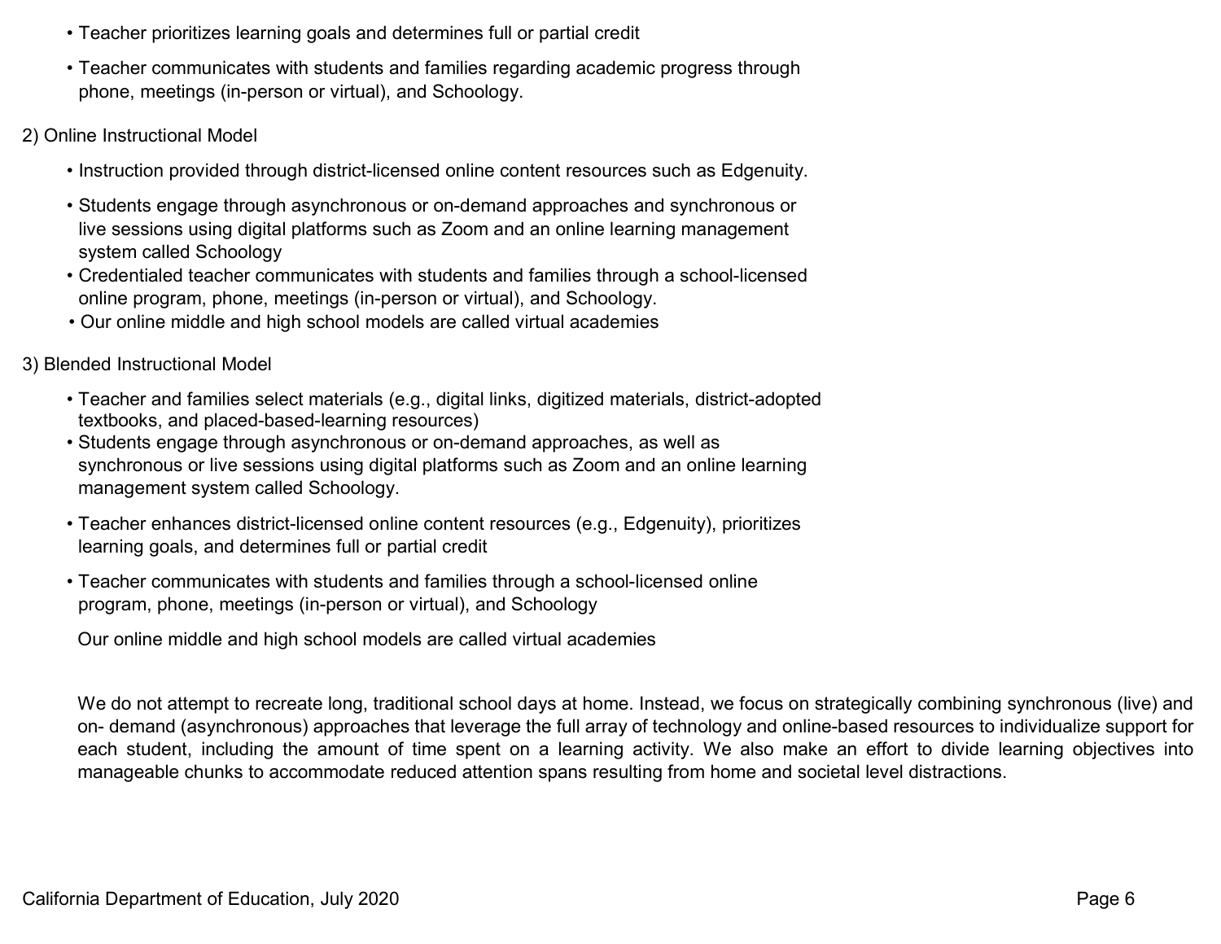- Teacher prioritizes learning goals and determines full or partial credit
- Teacher communicates with students and families regarding academic progress through phone, meetings (in-person or virtual), and Schoology.

2) Online Instructional Model

- Instruction provided through district-licensed online content resources such as Edgenuity.
- Students engage through asynchronous or on-demand approaches and synchronous or live sessions using digital platforms such as Zoom and an online learning management system called Schoology
- Credentialed teacher communicates with students and families through a school-licensed online program, phone, meetings (in-person or virtual), and Schoology.
- Our online middle and high school models are called virtual academies

3) Blended Instructional Model

- Teacher and families select materials (e.g., digital links, digitized materials, district-adopted textbooks, and placed-based-learning resources)
- Students engage through asynchronous or on-demand approaches, as well as synchronous or live sessions using digital platforms such as Zoom and an online learning management system called Schoology.
- Teacher enhances district-licensed online content resources (e.g., Edgenuity), prioritizes learning goals, and determines full or partial credit
- Teacher communicates with students and families through a school-licensed online program, phone, meetings (in-person or virtual), and Schoology

Our online middle and high school models are called virtual academies

We do not attempt to recreate long, traditional school days at home. Instead, we focus on strategically combining synchronous (live) and on- demand (asynchronous) approaches that leverage the full array of technology and online-based resources to individualize support for each student, including the amount of time spent on a learning activity. We also make an effort to divide learning objectives into manageable chunks to accommodate reduced attention spans resulting from home and societal level distractions.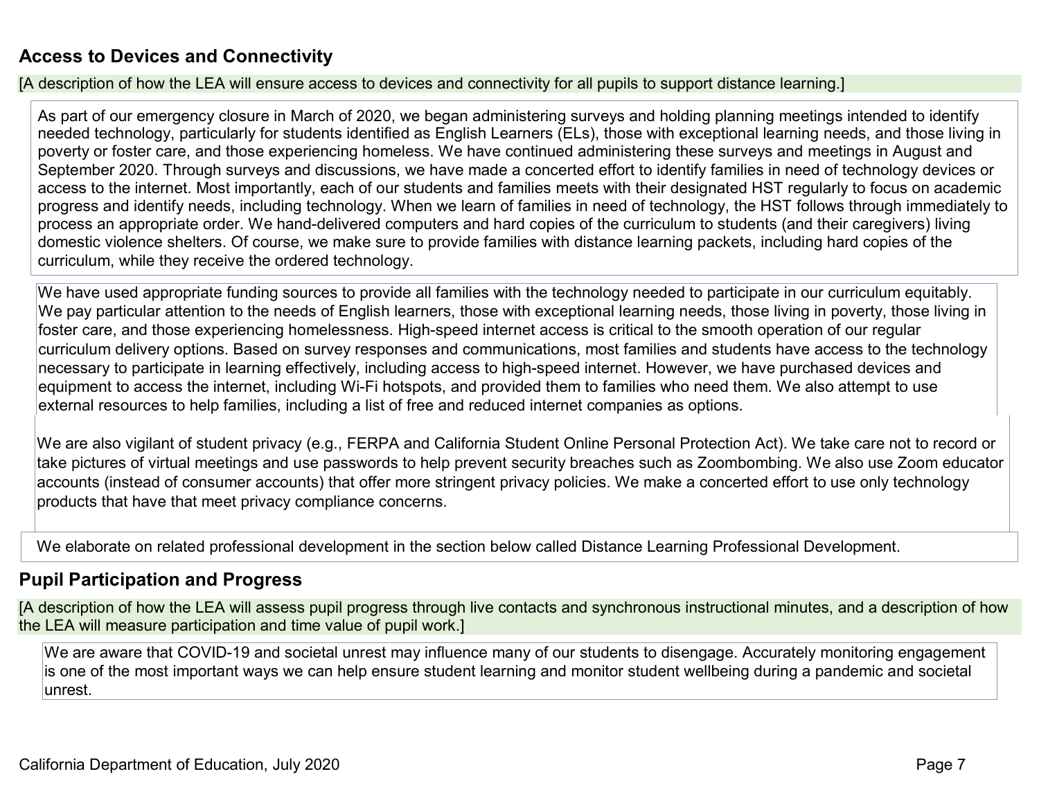## Access to Devices and Connectivity

[A description of how the LEA will ensure access to devices and connectivity for all pupils to support distance learning.]

As part of our emergency closure in March of 2020, we began administering surveys and holding planning meetings intended to identify needed technology, particularly for students identified as English Learners (ELs), those with exceptional learning needs, and those living in poverty or foster care, and those experiencing homeless. We have continued administering these surveys and meetings in August and September 2020. Through surveys and discussions, we have made a concerted effort to identify families in need of technology devices or access to the internet. Most importantly, each of our students and families meets with their designated HST regularly to focus on academic progress and identify needs, including technology. When we learn of families in need of technology, the HST follows through immediately to process an appropriate order. We hand-delivered computers and hard copies of the curriculum to students (and their caregivers) living domestic violence shelters. Of course, we make sure to provide families with distance learning packets, including hard copies of the curriculum, while they receive the ordered technology.

We have used appropriate funding sources to provide all families with the technology needed to participate in our curriculum equitably. We pay particular attention to the needs of English learners, those with exceptional learning needs, those living in poverty, those living in foster care, and those experiencing homelessness. High-speed internet access is critical to the smooth operation of our regular curriculum delivery options. Based on survey responses and communications, most families and students have access to the technology necessary to participate in learning effectively, including access to high-speed internet. However, we have purchased devices and equipment to access the internet, including Wi-Fi hotspots, and provided them to families who need them. We also attempt to use external resources to help families, including a list of free and reduced internet companies as options.

We are also vigilant of student privacy (e.g., FERPA and California Student Online Personal Protection Act). We take care not to record or take pictures of virtual meetings and use passwords to help prevent security breaches such as Zoombombing. We also use Zoom educator accounts (instead of consumer accounts) that offer more stringent privacy policies. We make a concerted effort to use only technology products that have that meet privacy compliance concerns.

We elaborate on related professional development in the section below called Distance Learning Professional Development.

## Pupil Participation and Progress

[A description of how the LEA will assess pupil progress through live contacts and synchronous instructional minutes, and a description of how the LEA will measure participation and time value of pupil work.]

We are aware that COVID-19 and societal unrest may influence many of our students to disengage. Accurately monitoring engagement is one of the most important ways we can help ensure student learning and monitor student wellbeing during a pandemic and societal unrest.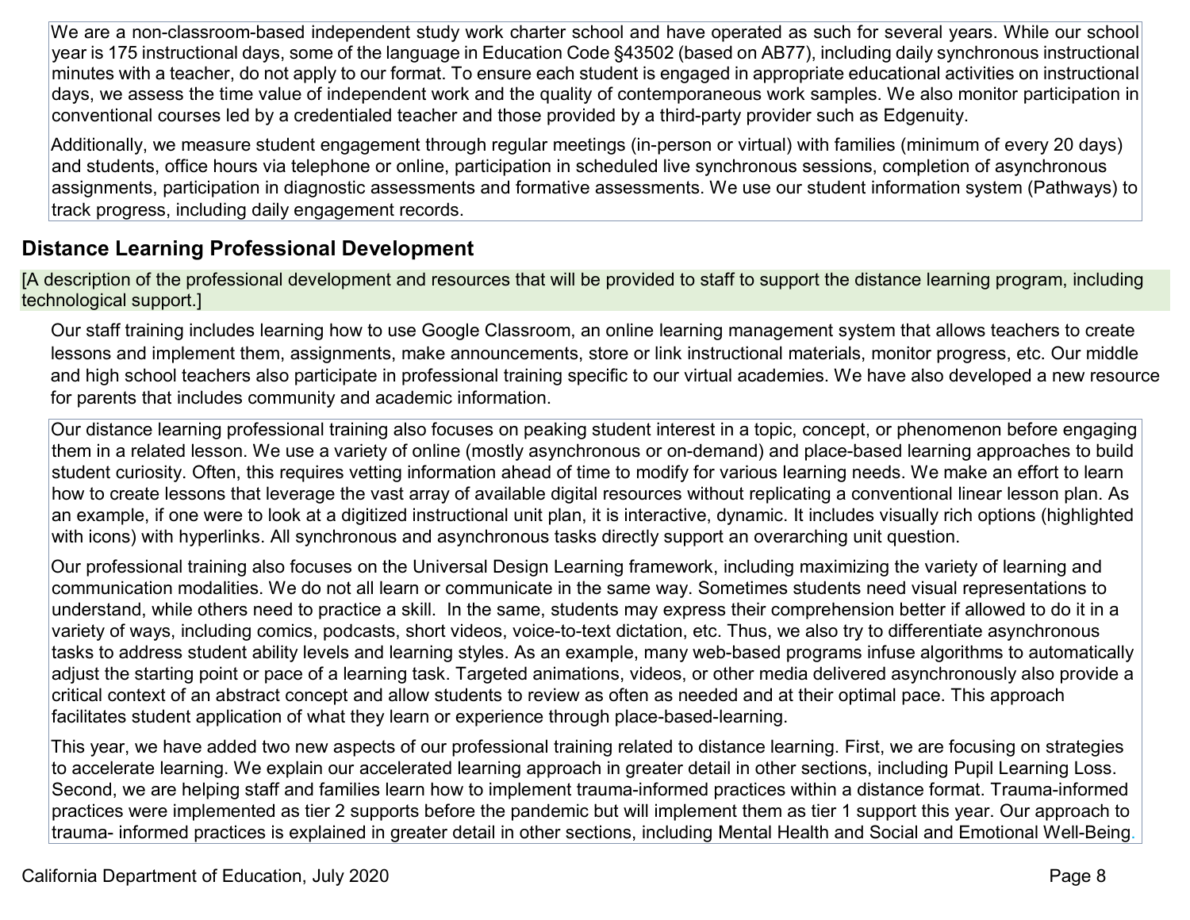We are a non-classroom-based independent study work charter school and have operated as such for several years. While our school year is 175 instructional days, some of the language in Education Code §43502 (based on AB77), including daily synchronous instructional minutes with a teacher, do not apply to our format. To ensure each student is engaged in appropriate educational activities on instructional days, we assess the time value of independent work and the quality of contemporaneous work samples. We also monitor participation in conventional courses led by a credentialed teacher and those provided by a third-party provider such as Edgenuity.

Additionally, we measure student engagement through regular meetings (in-person or virtual) with families (minimum of every 20 days) and students, office hours via telephone or online, participation in scheduled live synchronous sessions, completion of asynchronous assignments, participation in diagnostic assessments and formative assessments. We use our student information system (Pathways) to track progress, including daily engagement records.

## Distance Learning Professional Development

[A description of the professional development and resources that will be provided to staff to support the distance learning program, including technological support.]

Our staff training includes learning how to use Google Classroom, an online learning management system that allows teachers to create lessons and implement them, assignments, make announcements, store or link instructional materials, monitor progress, etc. Our middle and high school teachers also participate in professional training specific to our virtual academies. We have also developed a new resource for parents that includes community and academic information.

Our distance learning professional training also focuses on peaking student interest in a topic, concept, or phenomenon before engaging them in a related lesson. We use a variety of online (mostly asynchronous or on-demand) and place-based learning approaches to build student curiosity. Often, this requires vetting information ahead of time to modify for various learning needs. We make an effort to learn how to create lessons that leverage the vast array of available digital resources without replicating a conventional linear lesson plan. As an example, if one were to look at a digitized instructional unit plan, it is interactive, dynamic. It includes visually rich options (highlighted with icons) with hyperlinks. All synchronous and asynchronous tasks directly support an overarching unit question.

Our professional training also focuses on the Universal Design Learning framework, including maximizing the variety of learning and communication modalities. We do not all learn or communicate in the same way. Sometimes students need visual representations to understand, while others need to practice a skill. In the same, students may express their comprehension better if allowed to do it in a variety of ways, including comics, podcasts, short videos, voice-to-text dictation, etc. Thus, we also try to differentiate asynchronous tasks to address student ability levels and learning styles. As an example, many web-based programs infuse algorithms to automatically adjust the starting point or pace of a learning task. Targeted animations, videos, or other media delivered asynchronously also provide a critical context of an abstract concept and allow students to review as often as needed and at their optimal pace. This approach facilitates student application of what they learn or experience through place-based-learning.

This year, we have added two new aspects of our professional training related to distance learning. First, we are focusing on strategies to accelerate learning. We explain our accelerated learning approach in greater detail in other sections, including Pupil Learning Loss. Second, we are helping staff and families learn how to implement trauma-informed practices within a distance format. Trauma-informed practices were implemented as tier 2 supports before the pandemic but will implement them as tier 1 support this year. Our approach to trauma- informed practices is explained in greater detail in other sections, including Mental Health and Social and Emotional Well-Being.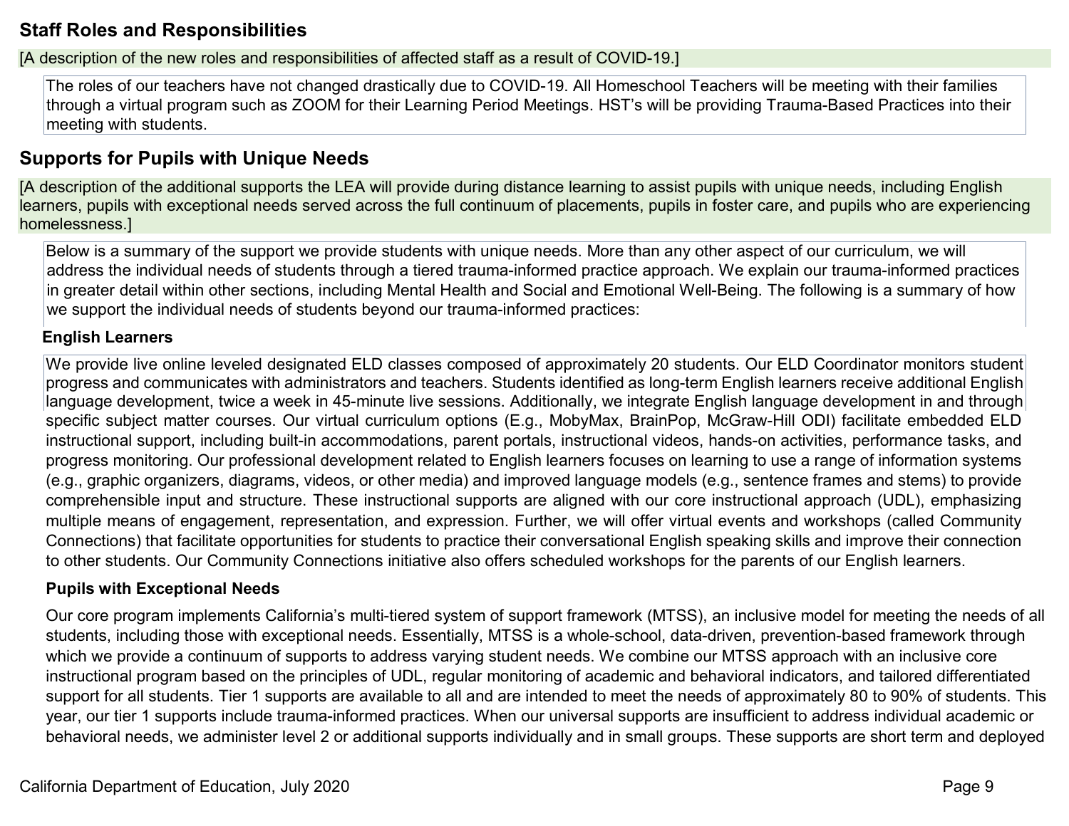## Staff Roles and Responsibilities

[A description of the new roles and responsibilities of affected staff as a result of COVID-19.]

The roles of our teachers have not changed drastically due to COVID-19. All Homeschool Teachers will be meeting with their families through a virtual program such as ZOOM for their Learning Period Meetings. HST's will be providing Trauma-Based Practices into their meeting with students.

## Supports for Pupils with Unique Needs

[A description of the additional supports the LEA will provide during distance learning to assist pupils with unique needs, including English learners, pupils with exceptional needs served across the full continuum of placements, pupils in foster care, and pupils who are experiencing homelessness.]

Below is a summary of the support we provide students with unique needs. More than any other aspect of our curriculum, we will address the individual needs of students through a tiered trauma-informed practice approach. We explain our trauma-informed practices in greater detail within other sections, including Mental Health and Social and Emotional Well-Being. The following is a summary of how we support the individual needs of students beyond our trauma-informed practices:

**English Learners**

We provide live online leveled designated ELD classes composed of approximately 20 students. Our ELD Coordinator monitors student progress and communicates with administrators and teachers. Students identified as long-term English learners receive additional English language development, twice a week in 45-minute live sessions. Additionally, we integrate English language development in and through specific subject matter courses. Our virtual curriculum options (E.g., MobyMax, BrainPop, McGraw-Hill ODI) facilitate embedded ELD instructional support, including built-in accommodations, parent portals, instructional videos, hands-on activities, performance tasks, and progress monitoring. Our professional development related to English learners focuses on learning to use a range of information systems (e.g., graphic organizers, diagrams, videos, or other media) and improved language models (e.g., sentence frames and stems) to provide comprehensible input and structure. These instructional supports are aligned with our core instructional approach (UDL), emphasizing multiple means of engagement, representation, and expression. Further, we will offer virtual events and workshops (called Community Connections) that facilitate opportunities for students to practice their conversational English speaking skills and improve their connection to other students. Our Community Connections initiative also offers scheduled workshops for the parents of our English learners.

**Pupils with Exceptional Needs**

Our core program implements California's multi-tiered system of support framework (MTSS), an inclusive model for meeting the needs of all students, including those with exceptional needs. Essentially, MTSS is a whole-school, data-driven, prevention-based framework through which we provide a continuum of supports to address varying student needs. We combine our MTSS approach with an inclusive core instructional program based on the principles of UDL, regular monitoring of academic and behavioral indicators, and tailored differentiated support for all students. Tier 1 supports are available to all and are intended to meet the needs of approximately 80 to 90% of students. This year, our tier 1 supports include trauma-informed practices. When our universal supports are insufficient to address individual academic or behavioral needs, we administer level 2 or additional supports individually and in small groups. These supports are short term and deployed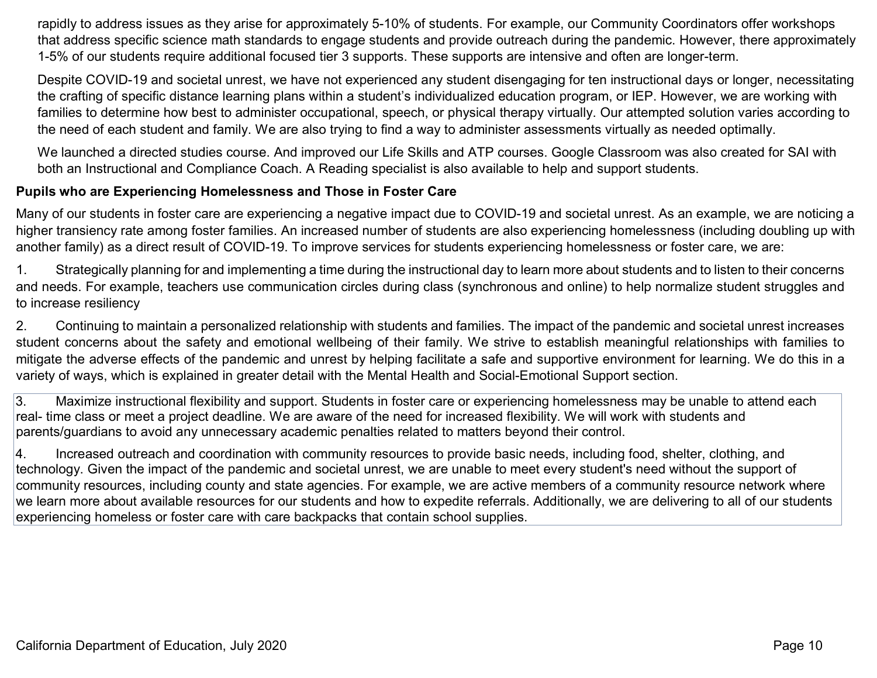rapidly to address issues as they arise for approximately 5-10% of students. For example, our Community Coordinators offer workshops that address specific science math standards to engage students and provide outreach during the pandemic. However, there approximately 1-5% of our students require additional focused tier 3 supports. These supports are intensive and often are longer-term.

Despite COVID-19 and societal unrest, we have not experienced any student disengaging for ten instructional days or longer, necessitating the crafting of specific distance learning plans within a student's individualized education program, or IEP. However, we are working with families to determine how best to administer occupational, speech, or physical therapy virtually. Our attempted solution varies according to the need of each student and family. We are also trying to find a way to administer assessments virtually as needed optimally.

We launched a directed studies course. And improved our Life Skills and ATP courses. Google Classroom was also created for SAI with both an Instructional and Compliance Coach. A Reading specialist is also available to help and support students.

**Pupils who are Experiencing Homelessness and Those in Foster Care**

Many of our students in foster care are experiencing a negative impact due to COVID-19 and societal unrest. As an example, we are noticing a higher transiency rate among foster families. An increased number of students are also experiencing homelessness (including doubling up with another family) as a direct result of COVID-19. To improve services for students experiencing homelessness or foster care, we are:

1. Strategically planning for and implementing a time during the instructional day to learn more about students and to listen to their concerns and needs. For example, teachers use communication circles during class (synchronous and online) to help normalize student struggles and to increase resiliency

2. Continuing to maintain a personalized relationship with students and families. The impact of the pandemic and societal unrest increases student concerns about the safety and emotional wellbeing of their family. We strive to establish meaningful relationships with families to mitigate the adverse effects of the pandemic and unrest by helping facilitate a safe and supportive environment for learning. We do this in a variety of ways, which is explained in greater detail with the Mental Health and Social-Emotional Support section.

3. Maximize instructional flexibility and support. Students in foster care or experiencing homelessness may be unable to attend each real- time class or meet a project deadline. We are aware of the need for increased flexibility. We will work with students and parents/guardians to avoid any unnecessary academic penalties related to matters beyond their control.

4. Increased outreach and coordination with community resources to provide basic needs, including food, shelter, clothing, and technology. Given the impact of the pandemic and societal unrest, we are unable to meet every student's need without the support of community resources, including county and state agencies. For example, we are active members of a community resource network where we learn more about available resources for our students and how to expedite referrals. Additionally, we are delivering to all of our students experiencing homeless or foster care with care backpacks that contain school supplies.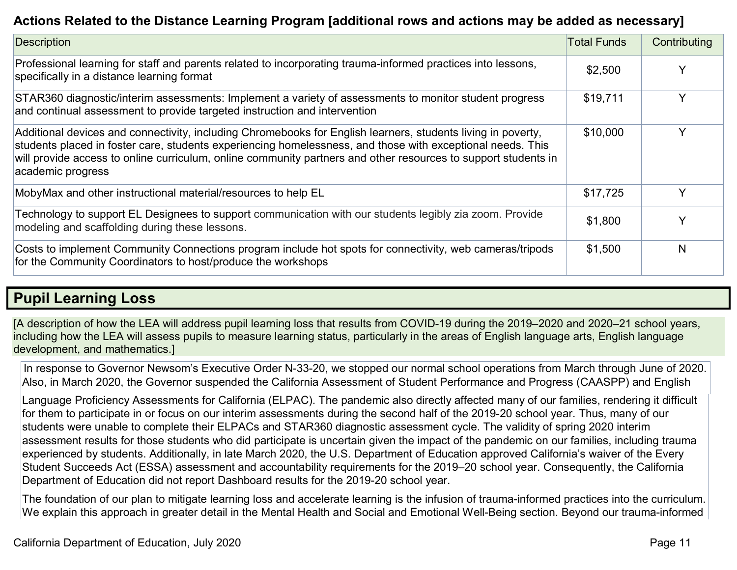### Actions Related to the Distance Learning Program [additional rows and actions may be added as necessary]

| Description | Total Funds | Contributing |
|---|---|---|
| Professional learning for staff and parents related to incorporating trauma-informed practices into lessons, specifically in a distance learning format | $2,500 | Y |
| STAR360 diagnostic/interim assessments: Implement a variety of assessments to monitor student progress and continual assessment to provide targeted instruction and intervention | $19,711 | Y |
| Additional devices and connectivity, including Chromebooks for English learners, students living in poverty, students placed in foster care, students experiencing homelessness, and those with exceptional needs. This will provide access to online curriculum, online community partners and other resources to support students in academic progress | $10,000 | Y |
| MobyMax and other instructional material/resources to help EL | $17,725 | Y |
| Technology to support EL Designees to support communication with our students legibly zia zoom. Provide modeling and scaffolding during these lessons. | $1,800 | Y |
| Costs to implement Community Connections program include hot spots for connectivity, web cameras/tripods for the Community Coordinators to host/produce the workshops | $1,500 | N |

## Pupil Learning Loss

[A description of how the LEA will address pupil learning loss that results from COVID-19 during the 2019–2020 and 2020–21 school years, including how the LEA will assess pupils to measure learning status, particularly in the areas of English language arts, English language development, and mathematics.]

In response to Governor Newsom's Executive Order N-33-20, we stopped our normal school operations from March through June of 2020. Also, in March 2020, the Governor suspended the California Assessment of Student Performance and Progress (CAASPP) and English Language Proficiency Assessments for California (ELPAC). The pandemic also directly affected many of our families, rendering it difficult for them to participate in or focus on our interim assessments during the second half of the 2019-20 school year. Thus, many of our students were unable to complete their ELPACs and STAR360 diagnostic assessment cycle. The validity of spring 2020 interim assessment results for those students who did participate is uncertain given the impact of the pandemic on our families, including trauma experienced by students. Additionally, in late March 2020, the U.S. Department of Education approved California's waiver of the Every Student Succeeds Act (ESSA) assessment and accountability requirements for the 2019–20 school year. Consequently, the California Department of Education did not report Dashboard results for the 2019-20 school year.

The foundation of our plan to mitigate learning loss and accelerate learning is the infusion of trauma-informed practices into the curriculum. We explain this approach in greater detail in the Mental Health and Social and Emotional Well-Being section. Beyond our trauma-informed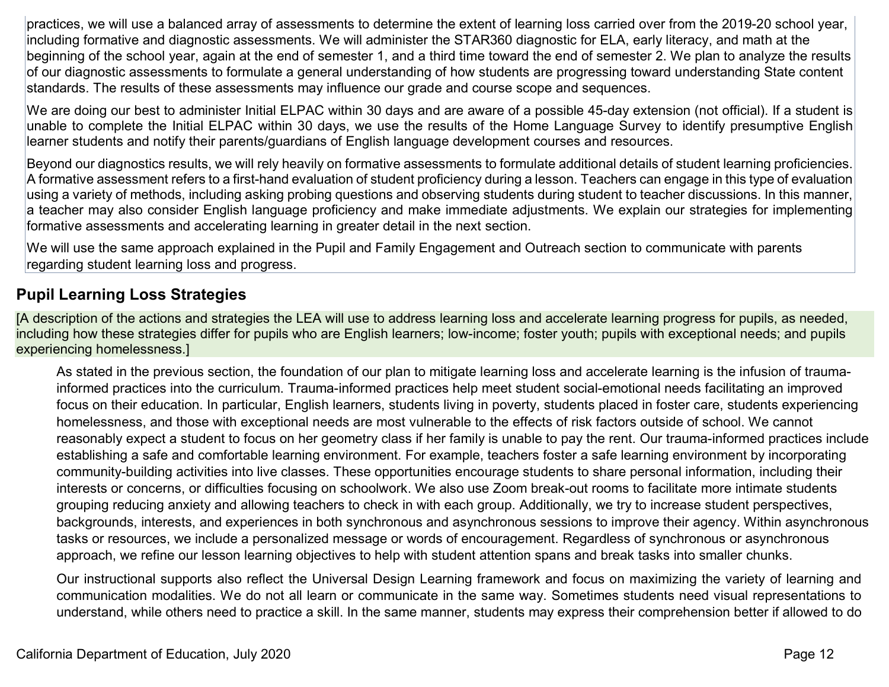practices, we will use a balanced array of assessments to determine the extent of learning loss carried over from the 2019-20 school year, including formative and diagnostic assessments. We will administer the STAR360 diagnostic for ELA, early literacy, and math at the beginning of the school year, again at the end of semester 1, and a third time toward the end of semester 2. We plan to analyze the results of our diagnostic assessments to formulate a general understanding of how students are progressing toward understanding State content standards. The results of these assessments may influence our grade and course scope and sequences.

We are doing our best to administer Initial ELPAC within 30 days and are aware of a possible 45-day extension (not official). If a student is unable to complete the Initial ELPAC within 30 days, we use the results of the Home Language Survey to identify presumptive English learner students and notify their parents/guardians of English language development courses and resources.

Beyond our diagnostics results, we will rely heavily on formative assessments to formulate additional details of student learning proficiencies. A formative assessment refers to a first-hand evaluation of student proficiency during a lesson. Teachers can engage in this type of evaluation using a variety of methods, including asking probing questions and observing students during student to teacher discussions. In this manner, a teacher may also consider English language proficiency and make immediate adjustments. We explain our strategies for implementing formative assessments and accelerating learning in greater detail in the next section.

We will use the same approach explained in the Pupil and Family Engagement and Outreach section to communicate with parents regarding student learning loss and progress.

## Pupil Learning Loss Strategies

[A description of the actions and strategies the LEA will use to address learning loss and accelerate learning progress for pupils, as needed, including how these strategies differ for pupils who are English learners; low-income; foster youth; pupils with exceptional needs; and pupils experiencing homelessness.]

As stated in the previous section, the foundation of our plan to mitigate learning loss and accelerate learning is the infusion of trauma-informed practices into the curriculum. Trauma-informed practices help meet student social-emotional needs facilitating an improved focus on their education. In particular, English learners, students living in poverty, students placed in foster care, students experiencing homelessness, and those with exceptional needs are most vulnerable to the effects of risk factors outside of school. We cannot reasonably expect a student to focus on her geometry class if her family is unable to pay the rent. Our trauma-informed practices include establishing a safe and comfortable learning environment. For example, teachers foster a safe learning environment by incorporating community-building activities into live classes. These opportunities encourage students to share personal information, including their interests or concerns, or difficulties focusing on schoolwork. We also use Zoom break-out rooms to facilitate more intimate students grouping reducing anxiety and allowing teachers to check in with each group. Additionally, we try to increase student perspectives, backgrounds, interests, and experiences in both synchronous and asynchronous sessions to improve their agency. Within asynchronous tasks or resources, we include a personalized message or words of encouragement. Regardless of synchronous or asynchronous approach, we refine our lesson learning objectives to help with student attention spans and break tasks into smaller chunks.

Our instructional supports also reflect the Universal Design Learning framework and focus on maximizing the variety of learning and communication modalities. We do not all learn or communicate in the same way. Sometimes students need visual representations to understand, while others need to practice a skill. In the same manner, students may express their comprehension better if allowed to do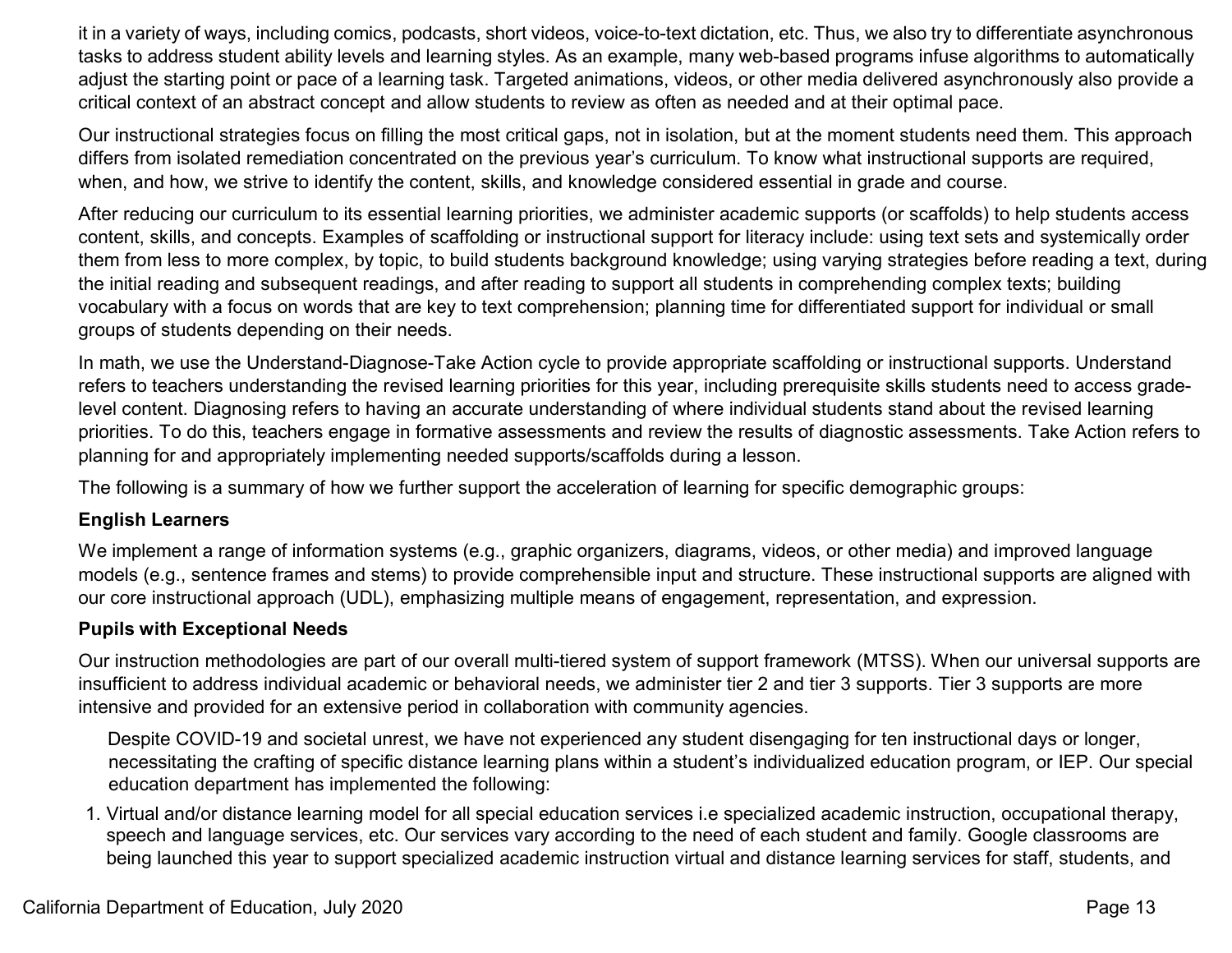it in a variety of ways, including comics, podcasts, short videos, voice-to-text dictation, etc. Thus, we also try to differentiate asynchronous tasks to address student ability levels and learning styles. As an example, many web-based programs infuse algorithms to automatically adjust the starting point or pace of a learning task. Targeted animations, videos, or other media delivered asynchronously also provide a critical context of an abstract concept and allow students to review as often as needed and at their optimal pace.

Our instructional strategies focus on filling the most critical gaps, not in isolation, but at the moment students need them. This approach differs from isolated remediation concentrated on the previous year's curriculum. To know what instructional supports are required, when, and how, we strive to identify the content, skills, and knowledge considered essential in grade and course.

After reducing our curriculum to its essential learning priorities, we administer academic supports (or scaffolds) to help students access content, skills, and concepts. Examples of scaffolding or instructional support for literacy include: using text sets and systemically order them from less to more complex, by topic, to build students background knowledge; using varying strategies before reading a text, during the initial reading and subsequent readings, and after reading to support all students in comprehending complex texts; building vocabulary with a focus on words that are key to text comprehension; planning time for differentiated support for individual or small groups of students depending on their needs.

In math, we use the Understand-Diagnose-Take Action cycle to provide appropriate scaffolding or instructional supports. Understand refers to teachers understanding the revised learning priorities for this year, including prerequisite skills students need to access grade-level content. Diagnosing refers to having an accurate understanding of where individual students stand about the revised learning priorities. To do this, teachers engage in formative assessments and review the results of diagnostic assessments. Take Action refers to planning for and appropriately implementing needed supports/scaffolds during a lesson.

The following is a summary of how we further support the acceleration of learning for specific demographic groups:

**English Learners**

We implement a range of information systems (e.g., graphic organizers, diagrams, videos, or other media) and improved language models (e.g., sentence frames and stems) to provide comprehensible input and structure. These instructional supports are aligned with our core instructional approach (UDL), emphasizing multiple means of engagement, representation, and expression.

**Pupils with Exceptional Needs**

Our instruction methodologies are part of our overall multi-tiered system of support framework (MTSS). When our universal supports are insufficient to address individual academic or behavioral needs, we administer tier 2 and tier 3 supports. Tier 3 supports are more intensive and provided for an extensive period in collaboration with community agencies.

Despite COVID-19 and societal unrest, we have not experienced any student disengaging for ten instructional days or longer, necessitating the crafting of specific distance learning plans within a student's individualized education program, or IEP. Our special education department has implemented the following:

1. Virtual and/or distance learning model for all special education services i.e specialized academic instruction, occupational therapy, speech and language services, etc. Our services vary according to the need of each student and family. Google classrooms are being launched this year to support specialized academic instruction virtual and distance learning services for staff, students, and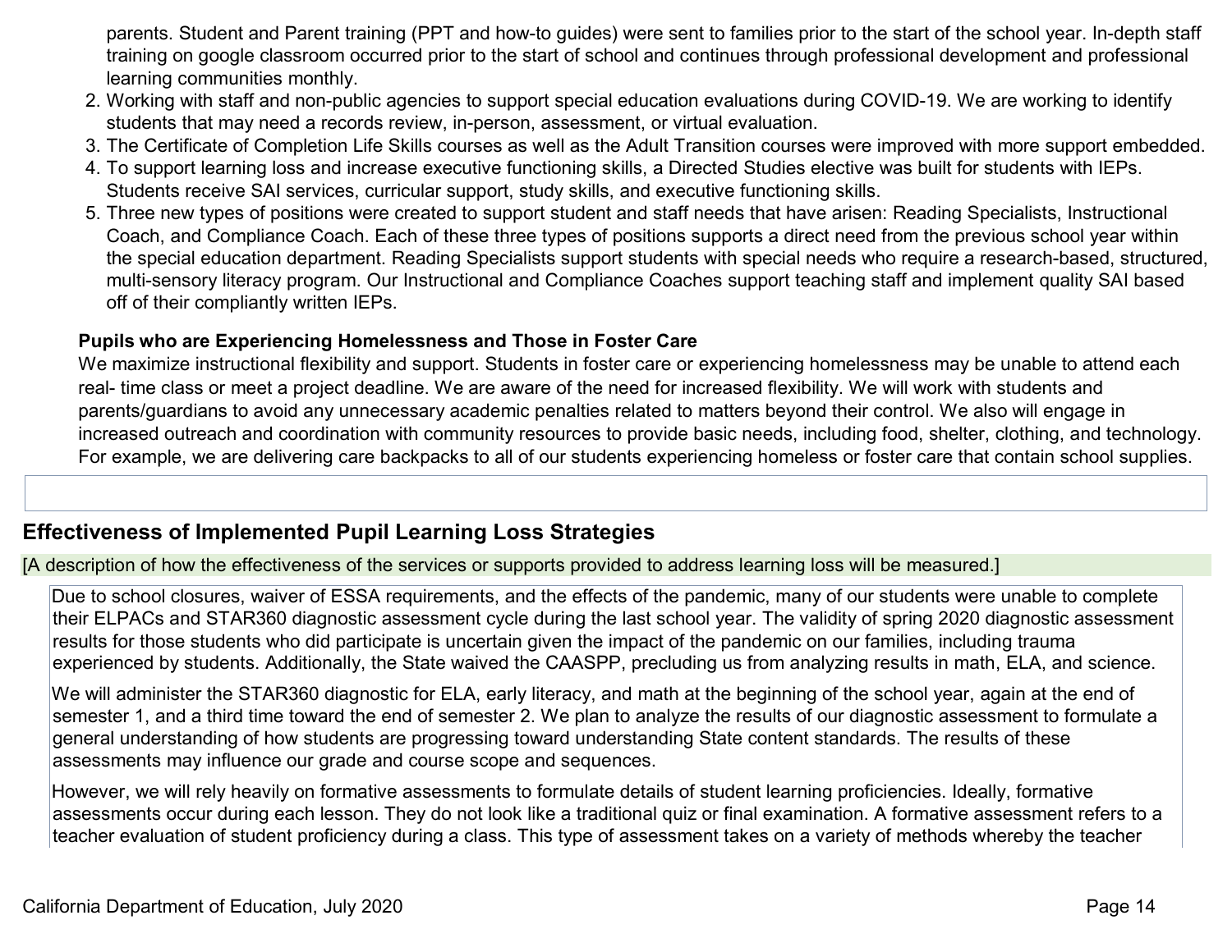parents. Student and Parent training (PPT and how-to guides) were sent to families prior to the start of the school year. In-depth staff training on google classroom occurred prior to the start of school and continues through professional development and professional learning communities monthly.

2. Working with staff and non-public agencies to support special education evaluations during COVID-19. We are working to identify students that may need a records review, in-person, assessment, or virtual evaluation.
3. The Certificate of Completion Life Skills courses as well as the Adult Transition courses were improved with more support embedded.
4. To support learning loss and increase executive functioning skills, a Directed Studies elective was built for students with IEPs. Students receive SAI services, curricular support, study skills, and executive functioning skills.
5. Three new types of positions were created to support student and staff needs that have arisen: Reading Specialists, Instructional Coach, and Compliance Coach. Each of these three types of positions supports a direct need from the previous school year within the special education department. Reading Specialists support students with special needs who require a research-based, structured, multi-sensory literacy program. Our Instructional and Compliance Coaches support teaching staff and implement quality SAI based off of their compliantly written IEPs.

**Pupils who are Experiencing Homelessness and Those in Foster Care**

We maximize instructional flexibility and support. Students in foster care or experiencing homelessness may be unable to attend each real- time class or meet a project deadline. We are aware of the need for increased flexibility. We will work with students and parents/guardians to avoid any unnecessary academic penalties related to matters beyond their control. We also will engage in increased outreach and coordination with community resources to provide basic needs, including food, shelter, clothing, and technology. For example, we are delivering care backpacks to all of our students experiencing homeless or foster care that contain school supplies.

## Effectiveness of Implemented Pupil Learning Loss Strategies

[A description of how the effectiveness of the services or supports provided to address learning loss will be measured.]

Due to school closures, waiver of ESSA requirements, and the effects of the pandemic, many of our students were unable to complete their ELPACs and STAR360 diagnostic assessment cycle during the last school year. The validity of spring 2020 diagnostic assessment results for those students who did participate is uncertain given the impact of the pandemic on our families, including trauma experienced by students. Additionally, the State waived the CAASPP, precluding us from analyzing results in math, ELA, and science.

We will administer the STAR360 diagnostic for ELA, early literacy, and math at the beginning of the school year, again at the end of semester 1, and a third time toward the end of semester 2. We plan to analyze the results of our diagnostic assessment to formulate a general understanding of how students are progressing toward understanding State content standards. The results of these assessments may influence our grade and course scope and sequences.

However, we will rely heavily on formative assessments to formulate details of student learning proficiencies. Ideally, formative assessments occur during each lesson. They do not look like a traditional quiz or final examination. A formative assessment refers to a teacher evaluation of student proficiency during a class. This type of assessment takes on a variety of methods whereby the teacher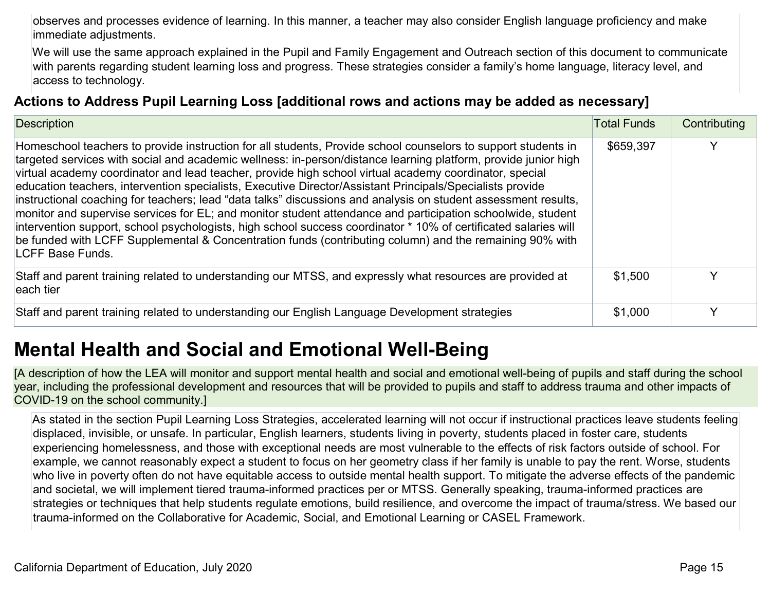observes and processes evidence of learning. In this manner, a teacher may also consider English language proficiency and make immediate adjustments.

We will use the same approach explained in the Pupil and Family Engagement and Outreach section of this document to communicate with parents regarding student learning loss and progress. These strategies consider a family's home language, literacy level, and access to technology.

### Actions to Address Pupil Learning Loss [additional rows and actions may be added as necessary]

| Description | Total Funds | Contributing |
| --- | --- | --- |
| Homeschool teachers to provide instruction for all students, Provide school counselors to support students in targeted services with social and academic wellness: in-person/distance learning platform, provide junior high virtual academy coordinator and lead teacher, provide high school virtual academy coordinator, special education teachers, intervention specialists, Executive Director/Assistant Principals/Specialists provide instructional coaching for teachers; lead "data talks" discussions and analysis on student assessment results, monitor and supervise services for EL; and monitor student attendance and participation schoolwide, student intervention support, school psychologists, high school success coordinator * 10% of certificated salaries will be funded with LCFF Supplemental & Concentration funds (contributing column) and the remaining 90% with LCFF Base Funds. | $659,397 | Y |
| Staff and parent training related to understanding our MTSS, and expressly what resources are provided at each tier | $1,500 | Y |
| Staff and parent training related to understanding our English Language Development strategies | $1,000 | Y |

# Mental Health and Social and Emotional Well-Being

[A description of how the LEA will monitor and support mental health and social and emotional well-being of pupils and staff during the school year, including the professional development and resources that will be provided to pupils and staff to address trauma and other impacts of COVID-19 on the school community.]

As stated in the section Pupil Learning Loss Strategies, accelerated learning will not occur if instructional practices leave students feeling displaced, invisible, or unsafe. In particular, English learners, students living in poverty, students placed in foster care, students experiencing homelessness, and those with exceptional needs are most vulnerable to the effects of risk factors outside of school. For example, we cannot reasonably expect a student to focus on her geometry class if her family is unable to pay the rent. Worse, students who live in poverty often do not have equitable access to outside mental health support. To mitigate the adverse effects of the pandemic and societal, we will implement tiered trauma-informed practices per or MTSS. Generally speaking, trauma-informed practices are strategies or techniques that help students regulate emotions, build resilience, and overcome the impact of trauma/stress. We based our trauma-informed on the Collaborative for Academic, Social, and Emotional Learning or CASEL Framework.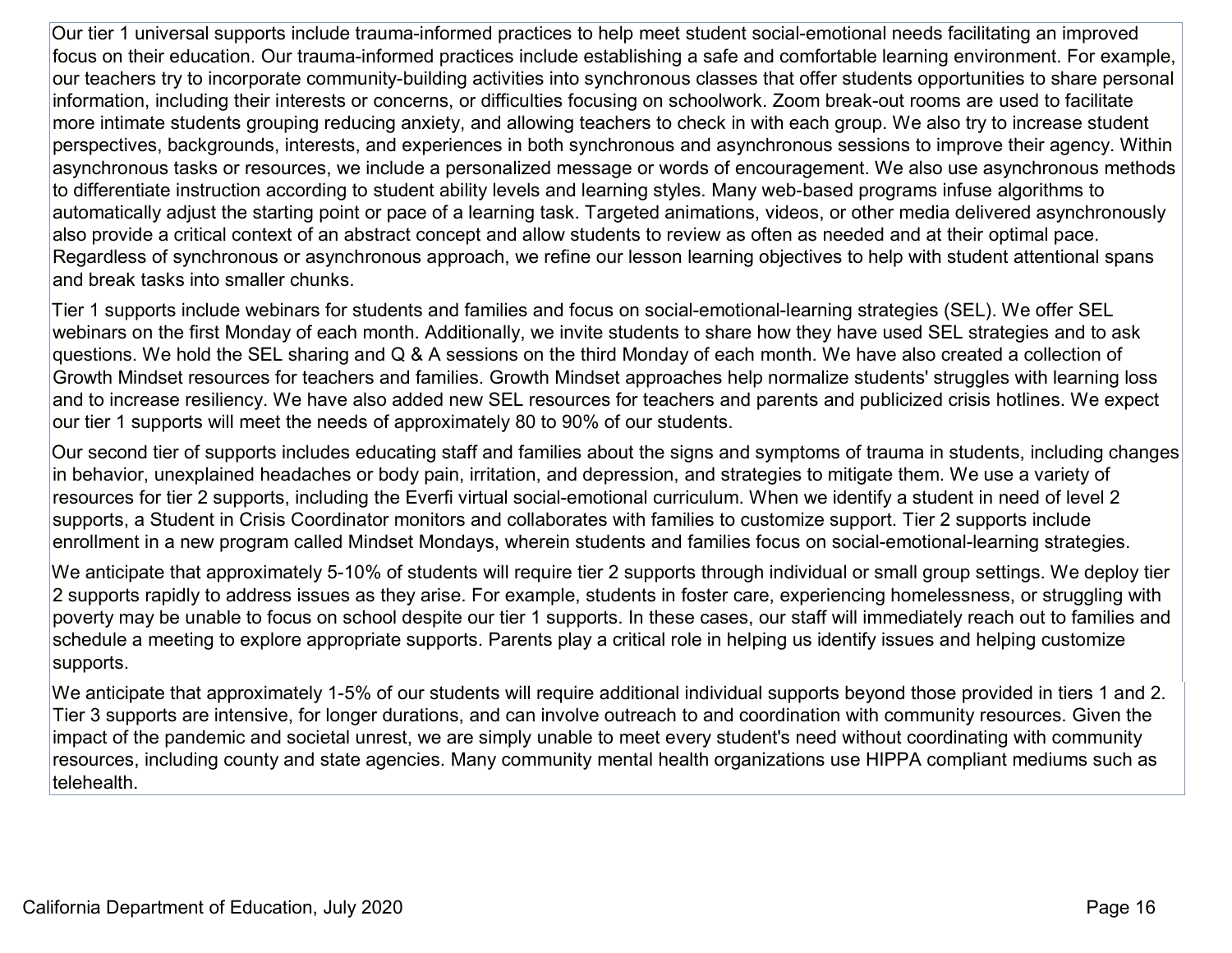Our tier 1 universal supports include trauma-informed practices to help meet student social-emotional needs facilitating an improved focus on their education. Our trauma-informed practices include establishing a safe and comfortable learning environment. For example, our teachers try to incorporate community-building activities into synchronous classes that offer students opportunities to share personal information, including their interests or concerns, or difficulties focusing on schoolwork. Zoom break-out rooms are used to facilitate more intimate students grouping reducing anxiety, and allowing teachers to check in with each group. We also try to increase student perspectives, backgrounds, interests, and experiences in both synchronous and asynchronous sessions to improve their agency. Within asynchronous tasks or resources, we include a personalized message or words of encouragement. We also use asynchronous methods to differentiate instruction according to student ability levels and learning styles. Many web-based programs infuse algorithms to automatically adjust the starting point or pace of a learning task. Targeted animations, videos, or other media delivered asynchronously also provide a critical context of an abstract concept and allow students to review as often as needed and at their optimal pace. Regardless of synchronous or asynchronous approach, we refine our lesson learning objectives to help with student attentional spans and break tasks into smaller chunks.

Tier 1 supports include webinars for students and families and focus on social-emotional-learning strategies (SEL). We offer SEL webinars on the first Monday of each month. Additionally, we invite students to share how they have used SEL strategies and to ask questions. We hold the SEL sharing and Q & A sessions on the third Monday of each month. We have also created a collection of Growth Mindset resources for teachers and families. Growth Mindset approaches help normalize students' struggles with learning loss and to increase resiliency. We have also added new SEL resources for teachers and parents and publicized crisis hotlines. We expect our tier 1 supports will meet the needs of approximately 80 to 90% of our students.

Our second tier of supports includes educating staff and families about the signs and symptoms of trauma in students, including changes in behavior, unexplained headaches or body pain, irritation, and depression, and strategies to mitigate them. We use a variety of resources for tier 2 supports, including the Everfi virtual social-emotional curriculum. When we identify a student in need of level 2 supports, a Student in Crisis Coordinator monitors and collaborates with families to customize support. Tier 2 supports include enrollment in a new program called Mindset Mondays, wherein students and families focus on social-emotional-learning strategies.

We anticipate that approximately 5-10% of students will require tier 2 supports through individual or small group settings. We deploy tier 2 supports rapidly to address issues as they arise. For example, students in foster care, experiencing homelessness, or struggling with poverty may be unable to focus on school despite our tier 1 supports. In these cases, our staff will immediately reach out to families and schedule a meeting to explore appropriate supports. Parents play a critical role in helping us identify issues and helping customize supports.

We anticipate that approximately 1-5% of our students will require additional individual supports beyond those provided in tiers 1 and 2. Tier 3 supports are intensive, for longer durations, and can involve outreach to and coordination with community resources. Given the impact of the pandemic and societal unrest, we are simply unable to meet every student's need without coordinating with community resources, including county and state agencies. Many community mental health organizations use HIPPA compliant mediums such as telehealth.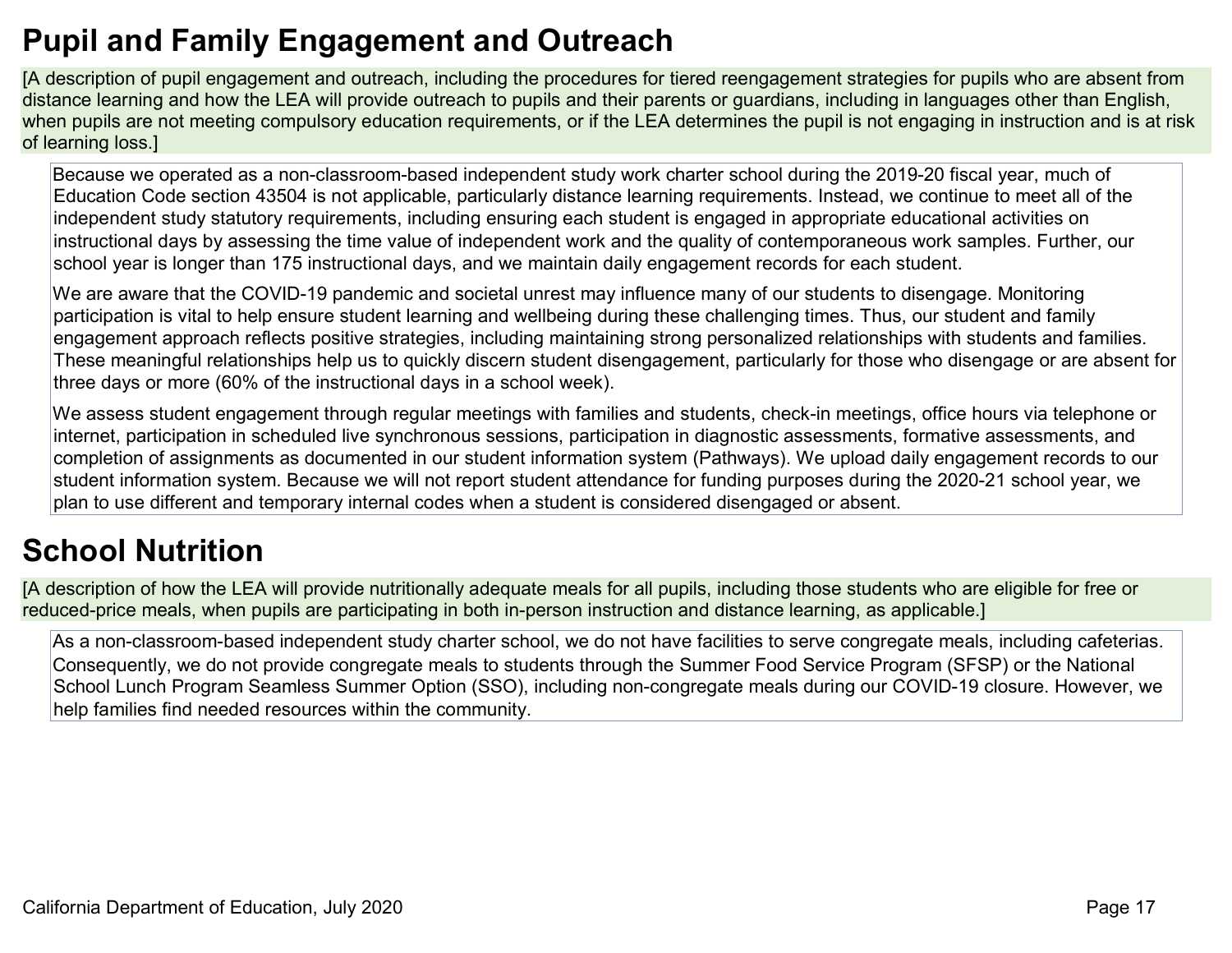## Pupil and Family Engagement and Outreach

[A description of pupil engagement and outreach, including the procedures for tiered reengagement strategies for pupils who are absent from distance learning and how the LEA will provide outreach to pupils and their parents or guardians, including in languages other than English, when pupils are not meeting compulsory education requirements, or if the LEA determines the pupil is not engaging in instruction and is at risk of learning loss.]

Because we operated as a non-classroom-based independent study work charter school during the 2019-20 fiscal year, much of Education Code section 43504 is not applicable, particularly distance learning requirements. Instead, we continue to meet all of the independent study statutory requirements, including ensuring each student is engaged in appropriate educational activities on instructional days by assessing the time value of independent work and the quality of contemporaneous work samples. Further, our school year is longer than 175 instructional days, and we maintain daily engagement records for each student.

We are aware that the COVID-19 pandemic and societal unrest may influence many of our students to disengage. Monitoring participation is vital to help ensure student learning and wellbeing during these challenging times. Thus, our student and family engagement approach reflects positive strategies, including maintaining strong personalized relationships with students and families. These meaningful relationships help us to quickly discern student disengagement, particularly for those who disengage or are absent for three days or more (60% of the instructional days in a school week).

We assess student engagement through regular meetings with families and students, check-in meetings, office hours via telephone or internet, participation in scheduled live synchronous sessions, participation in diagnostic assessments, formative assessments, and completion of assignments as documented in our student information system (Pathways). We upload daily engagement records to our student information system. Because we will not report student attendance for funding purposes during the 2020-21 school year, we plan to use different and temporary internal codes when a student is considered disengaged or absent.

## School Nutrition

[A description of how the LEA will provide nutritionally adequate meals for all pupils, including those students who are eligible for free or reduced-price meals, when pupils are participating in both in-person instruction and distance learning, as applicable.]

As a non-classroom-based independent study charter school, we do not have facilities to serve congregate meals, including cafeterias. Consequently, we do not provide congregate meals to students through the Summer Food Service Program (SFSP) or the National School Lunch Program Seamless Summer Option (SSO), including non-congregate meals during our COVID-19 closure. However, we help families find needed resources within the community.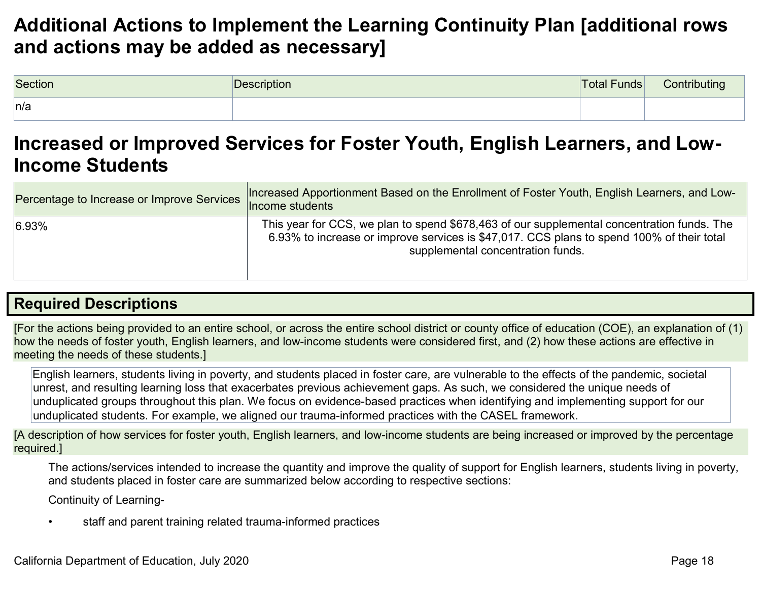# Additional Actions to Implement the Learning Continuity Plan [additional rows and actions may be added as necessary]

| Section | Description | Total Funds | Contributing |
| --- | --- | --- | --- |
| n/a | | | |

# Increased or Improved Services for Foster Youth, English Learners, and Low-Income Students

| Percentage to Increase or Improve Services | Increased Apportionment Based on the Enrollment of Foster Youth, English Learners, and Low-Income students |
| --- | --- |
| 6.93% | This year for CCS, we plan to spend $678,463 of our supplemental concentration funds. The 6.93% to increase or improve services is $47,017. CCS plans to spend 100% of their total supplemental concentration funds. |

## Required Descriptions

[For the actions being provided to an entire school, or across the entire school district or county office of education (COE), an explanation of (1) how the needs of foster youth, English learners, and low-income students were considered first, and (2) how these actions are effective in meeting the needs of these students.]

English learners, students living in poverty, and students placed in foster care, are vulnerable to the effects of the pandemic, societal unrest, and resulting learning loss that exacerbates previous achievement gaps. As such, we considered the unique needs of unduplicated groups throughout this plan. We focus on evidence-based practices when identifying and implementing support for our unduplicated students. For example, we aligned our trauma-informed practices with the CASEL framework.

[A description of how services for foster youth, English learners, and low-income students are being increased or improved by the percentage required.]

The actions/services intended to increase the quantity and improve the quality of support for English learners, students living in poverty, and students placed in foster care are summarized below according to respective sections:

Continuity of Learning-

- staff and parent training related trauma-informed practices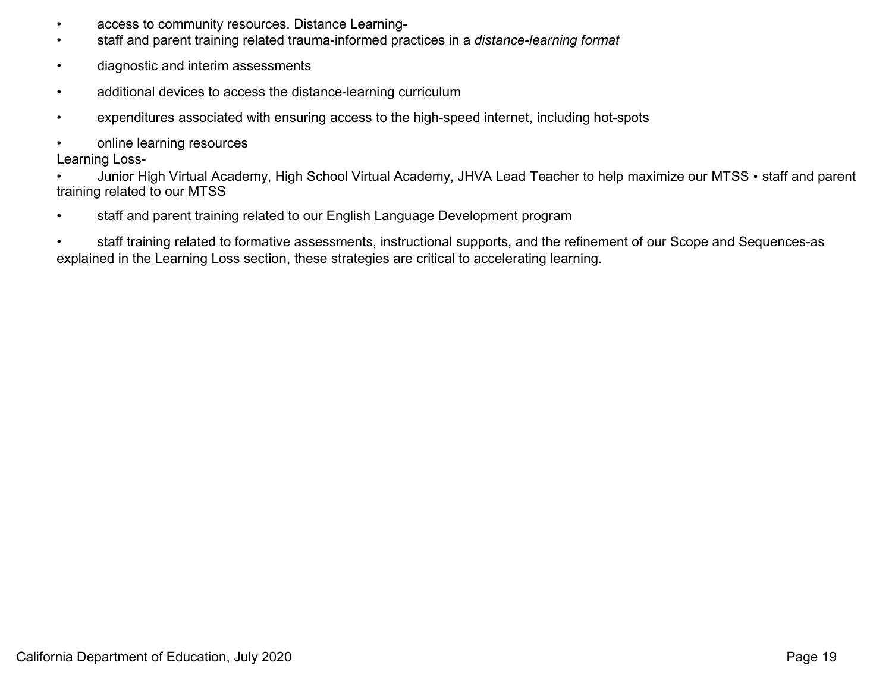- access to community resources. Distance Learning-
- staff and parent training related trauma-informed practices in a *distance-learning format*
- diagnostic and interim assessments
- additional devices to access the distance-learning curriculum
- expenditures associated with ensuring access to the high-speed internet, including hot-spots
- online learning resources

Learning Loss-

- Junior High Virtual Academy, High School Virtual Academy, JHVA Lead Teacher to help maximize our MTSS • staff and parent training related to our MTSS
- staff and parent training related to our English Language Development program
- staff training related to formative assessments, instructional supports, and the refinement of our Scope and Sequences-as explained in the Learning Loss section, these strategies are critical to accelerating learning.